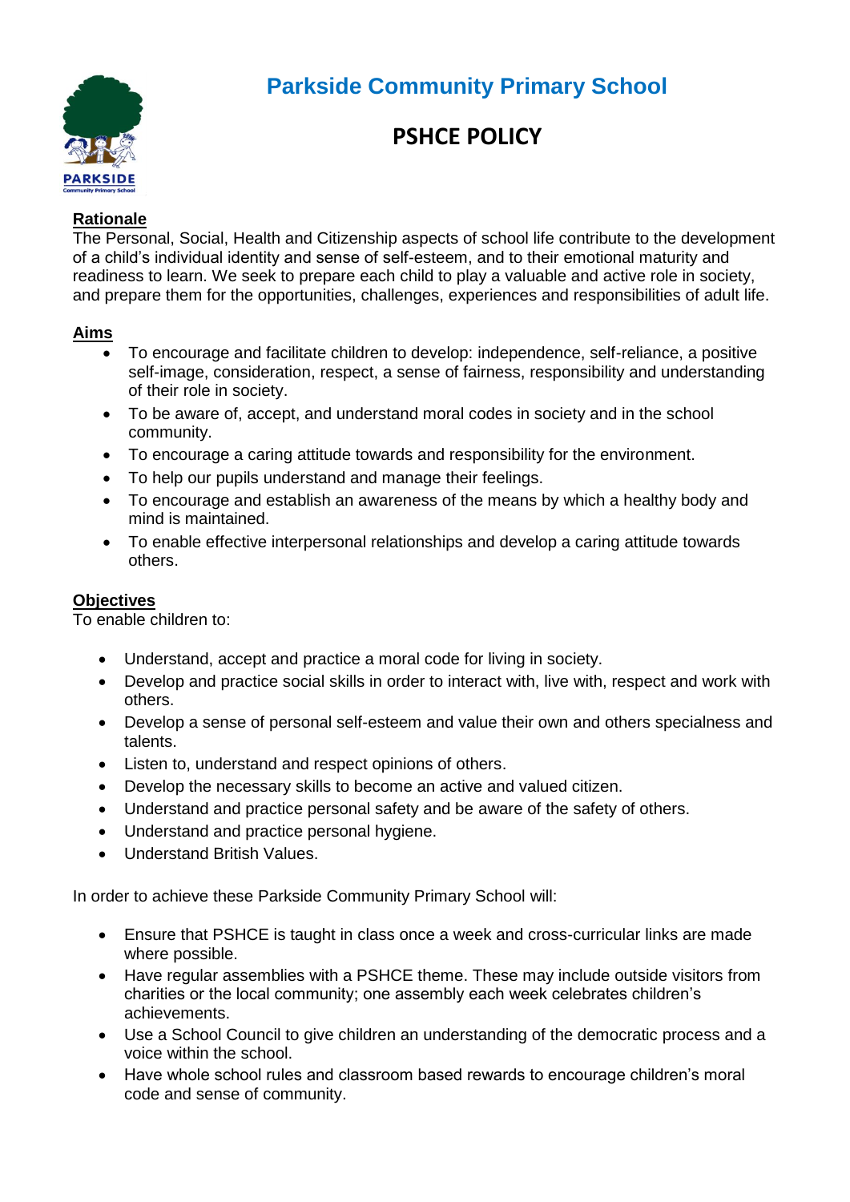# Parkside Community Primary School

## PSHCE POLICY

**Rationale**

The Personal, Social, Health and Citizenship aspects of school life contribute to the development of a child's individual identity and sense of self-esteem, and to their emotional maturity and readiness to learn. We seek to prepare each child to play a valuable and active role in society, and prepare them for the opportunities, challenges, experiences and responsibilities of adult life.

**Aims**

- To encourage and facilitate children to develop: independence, self-reliance, a positive self-image, consideration, respect, a sense of fairness, responsibility and understanding of their role in society.
- To be aware of, accept, and understand moral codes in society and in the school community.
- To encourage a caring attitude towards and responsibility for the environment.
- To help our pupils understand and manage their feelings.
- To encourage and establish an awareness of the means by which a healthy body and mind is maintained.
- To enable effective interpersonal relationships and develop a caring attitude towards others.

**Objectives**

To enable children to:

- Understand, accept and practice a moral code for living in society.
- Develop and practice social skills in order to interact with, live with, respect and work with others.
- Develop a sense of personal self-esteem and value their own and others specialness and talents.
- Listen to, understand and respect opinions of others.
- Develop the necessary skills to become an active and valued citizen.
- Understand and practice personal safety and be aware of the safety of others.
- Understand and practice personal hygiene.
- Understand British Values.

In order to achieve these Parkside Community Primary School will:

- Ensure that PSHCE is taught in class once a week and cross-curricular links are made where possible.
- Have regular assemblies with a PSHCE theme. These may include outside visitors from charities or the local community; one assembly each week celebrates children's achievements.
- Use a School Council to give children an understanding of the democratic process and a voice within the school.
- Have whole school rules and classroom based rewards to encourage children's moral code and sense of community.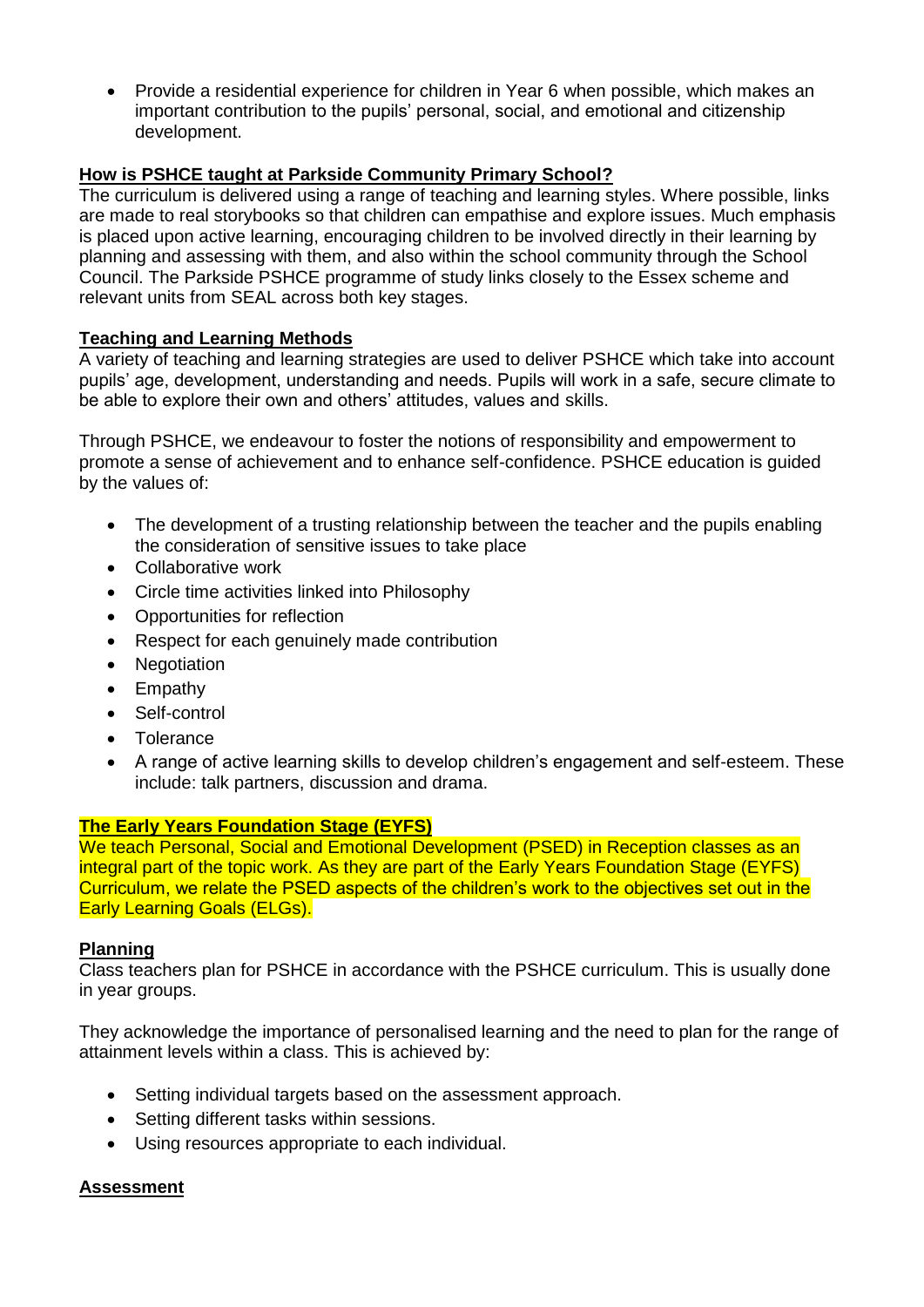- Provide a residential experience for children in Year 6 when possible, which makes an important contribution to the pupils' personal, social, and emotional and citizenship development.

## How is PSHCE taught at Parkside Community Primary School?

The curriculum is delivered using a range of teaching and learning styles. Where possible, links are made to real storybooks so that children can empathise and explore issues. Much emphasis is placed upon active learning, encouraging children to be involved directly in their learning by planning and assessing with them, and also within the school community through the School Council. The Parkside PSHCE programme of study links closely to the Essex scheme and relevant units from SEAL across both key stages.

## Teaching and Learning Methods

A variety of teaching and learning strategies are used to deliver PSHCE which take into account pupils' age, development, understanding and needs. Pupils will work in a safe, secure climate to be able to explore their own and others' attitudes, values and skills.

Through PSHCE, we endeavour to foster the notions of responsibility and empowerment to promote a sense of achievement and to enhance self-confidence. PSHCE education is guided by the values of:

- The development of a trusting relationship between the teacher and the pupils enabling the consideration of sensitive issues to take place
- Collaborative work
- Circle time activities linked into Philosophy
- Opportunities for reflection
- Respect for each genuinely made contribution
- Negotiation
- Empathy
- Self-control
- Tolerance
- A range of active learning skills to develop children's engagement and self-esteem. These include: talk partners, discussion and drama.

## The Early Years Foundation Stage (EYFS)

We teach Personal, Social and Emotional Development (PSED) in Reception classes as an integral part of the topic work. As they are part of the Early Years Foundation Stage (EYFS) Curriculum, we relate the PSED aspects of the children's work to the objectives set out in the Early Learning Goals (ELGs).

## Planning

Class teachers plan for PSHCE in accordance with the PSHCE curriculum. This is usually done in year groups.

They acknowledge the importance of personalised learning and the need to plan for the range of attainment levels within a class. This is achieved by:

- Setting individual targets based on the assessment approach.
- Setting different tasks within sessions.
- Using resources appropriate to each individual.

## Assessment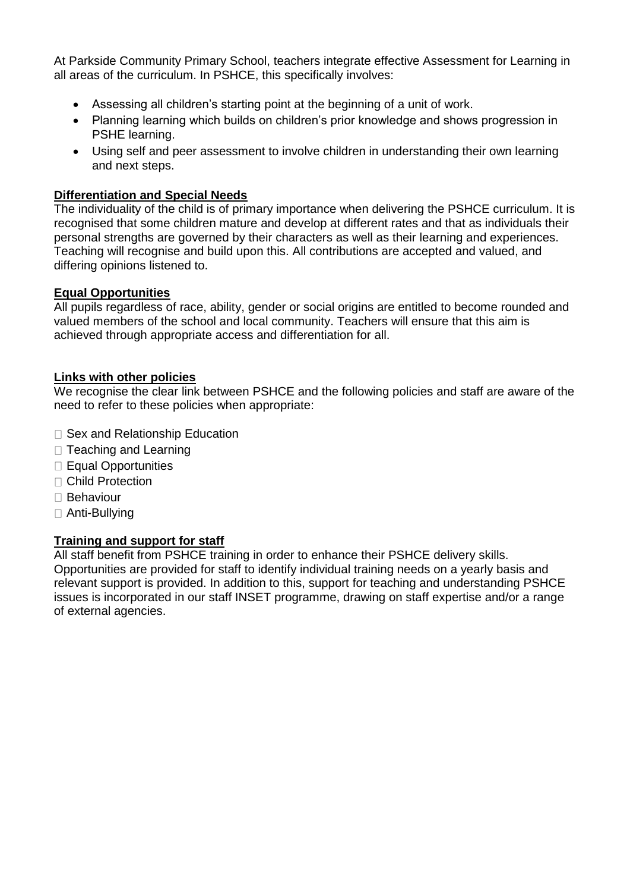At Parkside Community Primary School, teachers integrate effective Assessment for Learning in all areas of the curriculum. In PSHCE, this specifically involves:

- Assessing all children's starting point at the beginning of a unit of work.
- Planning learning which builds on children's prior knowledge and shows progression in PSHE learning.
- Using self and peer assessment to involve children in understanding their own learning and next steps.

**Differentiation and Special Needs**

The individuality of the child is of primary importance when delivering the PSHCE curriculum. It is recognised that some children mature and develop at different rates and that as individuals their personal strengths are governed by their characters as well as their learning and experiences. Teaching will recognise and build upon this. All contributions are accepted and valued, and differing opinions listened to.

**Equal Opportunities**

All pupils regardless of race, ability, gender or social origins are entitled to become rounded and valued members of the school and local community. Teachers will ensure that this aim is achieved through appropriate access and differentiation for all.

**Links with other policies**

We recognise the clear link between PSHCE and the following policies and staff are aware of the need to refer to these policies when appropriate:

- Sex and Relationship Education
- Teaching and Learning
- Equal Opportunities
- Child Protection
- Behaviour
- Anti-Bullying

**Training and support for staff**

All staff benefit from PSHCE training in order to enhance their PSHCE delivery skills. Opportunities are provided for staff to identify individual training needs on a yearly basis and relevant support is provided. In addition to this, support for teaching and understanding PSHCE issues is incorporated in our staff INSET programme, drawing on staff expertise and/or a range of external agencies.